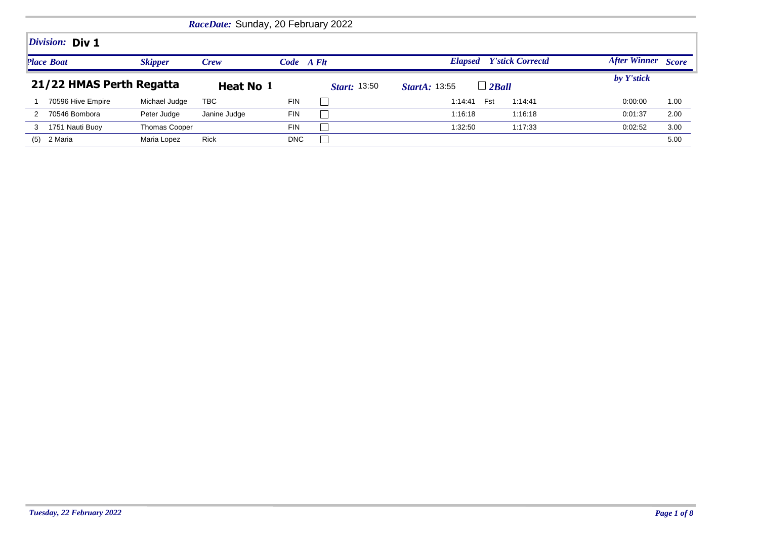*RaceDate:* Sunday, 20 February 2022

## *Division:* Div 1

## 21/22 HMAS Perth Regatta

**Heat No 1** *Start:* 13:50 *StartA:* 13:55 ☐ *2Ball*

| Place | Boat | Skipper | Crew | Code | A Flt | Elapsed | | Y'stick Correctd | After Winner by Y'stick | Score |
|---|---|---|---|---|---|---|---|---|---|---|
| 1 | 70596 Hive Empire | Michael Judge | TBC | FIN | ☐ | 1:14:41 | Fst | 1:14:41 | 0:00:00 | 1.00 |
| 2 | 70546 Bombora | Peter Judge | Janine Judge | FIN | ☐ | 1:16:18 | | 1:16:18 | 0:01:37 | 2.00 |
| 3 | 1751 Nauti Buoy | Thomas Cooper | | FIN | ☐ | 1:32:50 | | 1:17:33 | 0:02:52 | 3.00 |
| (5) | 2 Maria | Maria Lopez | Rick | DNC | ☐ | | | | | 5.00 |

*Tuesday, 22 February 2022*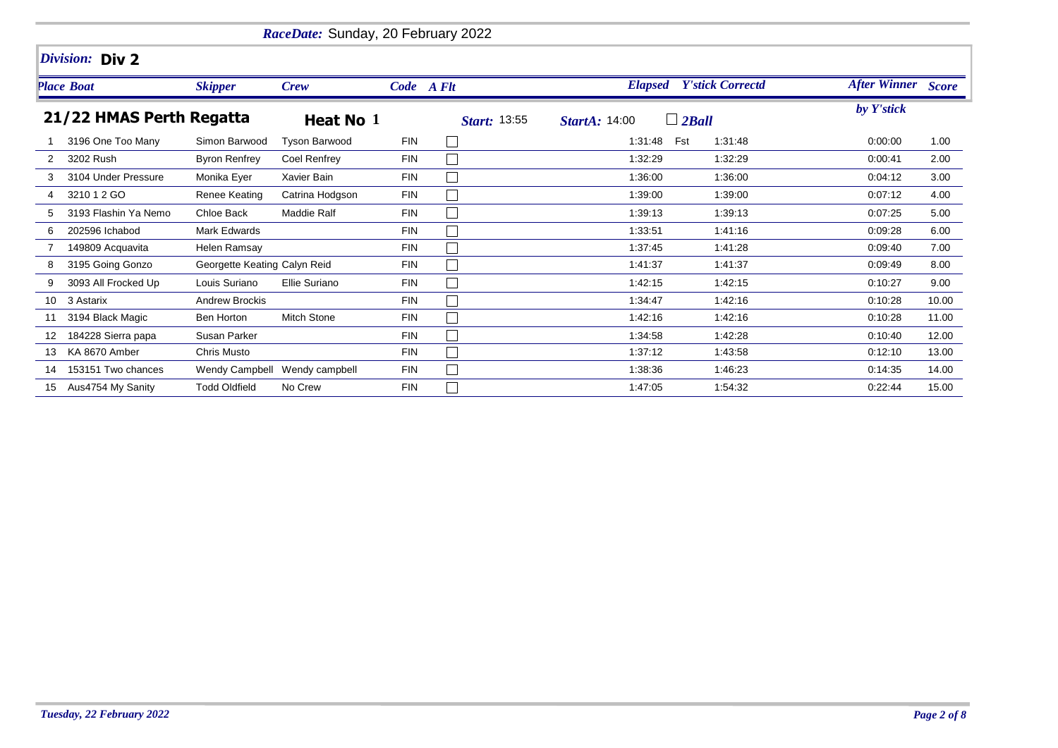*RaceDate:* Sunday, 20 February 2022

## *Division:* Div 2

### 21/22 HMAS Perth Regatta — Heat No 1

*Start:* 13:55 *StartA:* 14:00 ☐ *2Ball*

| Place | Boat | Skipper | Crew | Code | A Flt | Elapsed | | Y'stick Correctd | After Winner by Y'stick | Score |
|---|---|---|---|---|---|---|---|---|---|---|
| 1 | 3196 One Too Many | Simon Barwood | Tyson Barwood | FIN | ☐ | 1:31:48 | Fst | 1:31:48 | 0:00:00 | 1.00 |
| 2 | 3202 Rush | Byron Renfrey | Coel Renfrey | FIN | ☐ | 1:32:29 | | 1:32:29 | 0:00:41 | 2.00 |
| 3 | 3104 Under Pressure | Monika Eyer | Xavier Bain | FIN | ☐ | 1:36:00 | | 1:36:00 | 0:04:12 | 3.00 |
| 4 | 3210 1 2 GO | Renee Keating | Catrina Hodgson | FIN | ☐ | 1:39:00 | | 1:39:00 | 0:07:12 | 4.00 |
| 5 | 3193 Flashin Ya Nemo | Chloe Back | Maddie Ralf | FIN | ☐ | 1:39:13 | | 1:39:13 | 0:07:25 | 5.00 |
| 6 | 202596 Ichabod | Mark Edwards | | FIN | ☐ | 1:33:51 | | 1:41:16 | 0:09:28 | 6.00 |
| 7 | 149809 Acquavita | Helen Ramsay | | FIN | ☐ | 1:37:45 | | 1:41:28 | 0:09:40 | 7.00 |
| 8 | 3195 Going Gonzo | Georgette Keating | Calyn Reid | FIN | ☐ | 1:41:37 | | 1:41:37 | 0:09:49 | 8.00 |
| 9 | 3093 All Frocked Up | Louis Suriano | Ellie Suriano | FIN | ☐ | 1:42:15 | | 1:42:15 | 0:10:27 | 9.00 |
| 10 | 3 Astarix | Andrew Brockis | | FIN | ☐ | 1:34:47 | | 1:42:16 | 0:10:28 | 10.00 |
| 11 | 3194 Black Magic | Ben Horton | Mitch Stone | FIN | ☐ | 1:42:16 | | 1:42:16 | 0:10:28 | 11.00 |
| 12 | 184228 Sierra papa | Susan Parker | | FIN | ☐ | 1:34:58 | | 1:42:28 | 0:10:40 | 12.00 |
| 13 | KA 8670 Amber | Chris Musto | | FIN | ☐ | 1:37:12 | | 1:43:58 | 0:12:10 | 13.00 |
| 14 | 153151 Two chances | Wendy Campbell | Wendy campbell | FIN | ☐ | 1:38:36 | | 1:46:23 | 0:14:35 | 14.00 |
| 15 | Aus4754 My Sanity | Todd Oldfield | No Crew | FIN | ☐ | 1:47:05 | | 1:54:32 | 0:22:44 | 15.00 |

*Tuesday, 22 February 2022*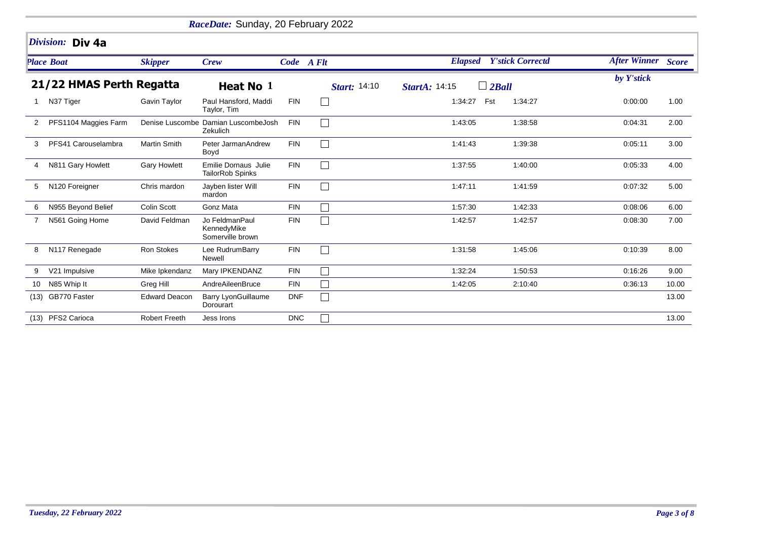***RaceDate:*** Sunday, 20 February 2022

## *Division:* Div 4a

### 21/22 HMAS Perth Regatta — Heat No 1

*Start:* 14:10 *StartA:* 14:15 ☐ *2Ball*

| *Place* | *Boat* | *Skipper* | *Crew* | *Code* | *A Flt* | *Elapsed* | *Y'stick Correctd* | | *After Winner by Y'stick* | *Score* |
|---|---|---|---|---|---|---|---|---|---|---|
| 1 | N37 Tiger | Gavin Taylor | Paul Hansford, Maddi Taylor, Tim | FIN | ☐ | 1:34:27 | Fst | 1:34:27 | 0:00:00 | 1.00 |
| 2 | PFS1104 Maggies Farm | Denise Luscombe | Damian LuscombeJosh Zekulich | FIN | ☐ | 1:43:05 | | 1:38:58 | 0:04:31 | 2.00 |
| 3 | PFS41 Carouselambra | Martin Smith | Peter JarmanAndrew Boyd | FIN | ☐ | 1:41:43 | | 1:39:38 | 0:05:11 | 3.00 |
| 4 | N811 Gary Howlett | Gary Howlett | Emilie Dornaus Julie TailorRob Spinks | FIN | ☐ | 1:37:55 | | 1:40:00 | 0:05:33 | 4.00 |
| 5 | N120 Foreigner | Chris mardon | Jayben lister Will mardon | FIN | ☐ | 1:47:11 | | 1:41:59 | 0:07:32 | 5.00 |
| 6 | N955 Beyond Belief | Colin Scott | Gonz Mata | FIN | ☐ | 1:57:30 | | 1:42:33 | 0:08:06 | 6.00 |
| 7 | N561 Going Home | David Feldman | Jo FeldmanPaul KennedyMike Somerville brown | FIN | ☐ | 1:42:57 | | 1:42:57 | 0:08:30 | 7.00 |
| 8 | N117 Renegade | Ron Stokes | Lee RudrumBarry Newell | FIN | ☐ | 1:31:58 | | 1:45:06 | 0:10:39 | 8.00 |
| 9 | V21 Impulsive | Mike Ipkendanz | Mary IPKENDANZ | FIN | ☐ | 1:32:24 | | 1:50:53 | 0:16:26 | 9.00 |
| 10 | N85 Whip It | Greg Hill | AndreAileenBruce | FIN | ☐ | 1:42:05 | | 2:10:40 | 0:36:13 | 10.00 |
| (13) | GB770 Faster | Edward Deacon | Barry LyonGuillaume Dorourart | DNF | ☐ | | | | | 13.00 |
| (13) | PFS2 Carioca | Robert Freeth | Jess Irons | DNC | ☐ | | | | | 13.00 |

*Tuesday, 22 February 2022*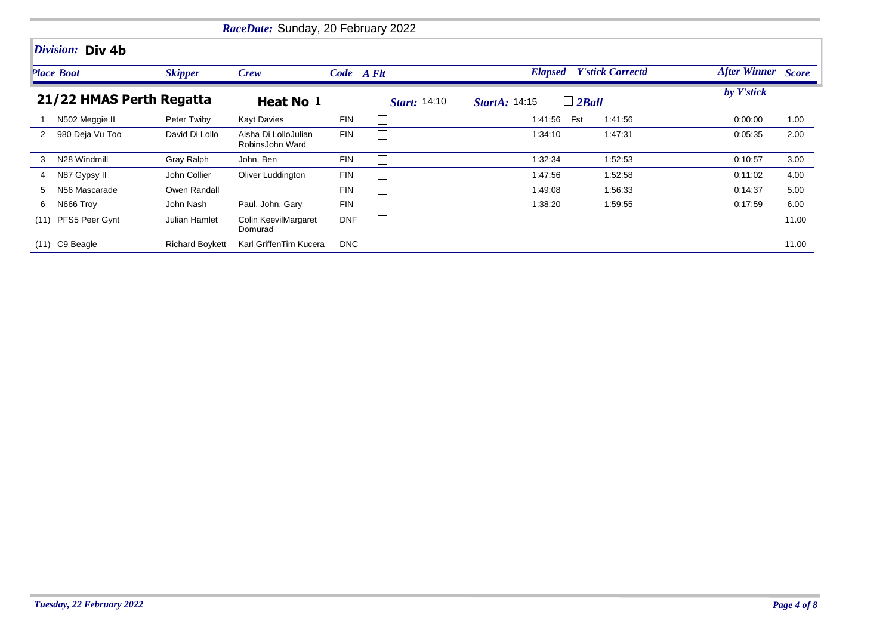**RaceDate:** Sunday, 20 February 2022

## Division: Div 4b

### 21/22 HMAS Perth Regatta — Heat No 1

**Start:** 14:10 **StartA:** 14:15 ☐ 2Ball

| Place | Boat | Skipper | Crew | Code | A Flt | Elapsed | | Y'stick Correctd | After Winner by Y'stick | Score |
|---|---|---|---|---|---|---|---|---|---|---|
| 1 | N502 Meggie II | Peter Twiby | Kayt Davies | FIN | ☐ | 1:41:56 | Fst | 1:41:56 | 0:00:00 | 1.00 |
| 2 | 980 Deja Vu Too | David Di Lollo | Aisha Di LolloJulian RobinsJohn Ward | FIN | ☐ | 1:34:10 | | 1:47:31 | 0:05:35 | 2.00 |
| 3 | N28 Windmill | Gray Ralph | John, Ben | FIN | ☐ | 1:32:34 | | 1:52:53 | 0:10:57 | 3.00 |
| 4 | N87 Gypsy II | John Collier | Oliver Luddington | FIN | ☐ | 1:47:56 | | 1:52:58 | 0:11:02 | 4.00 |
| 5 | N56 Mascarade | Owen Randall | | FIN | ☐ | 1:49:08 | | 1:56:33 | 0:14:37 | 5.00 |
| 6 | N666 Troy | John Nash | Paul, John, Gary | FIN | ☐ | 1:38:20 | | 1:59:55 | 0:17:59 | 6.00 |
| (11) | PFS5 Peer Gynt | Julian Hamlet | Colin KeevilMargaret Domurad | DNF | ☐ | | | | | 11.00 |
| (11) | C9 Beagle | Richard Boykett | Karl GriffenTim Kucera | DNC | ☐ | | | | | 11.00 |

*Tuesday, 22 February 2022*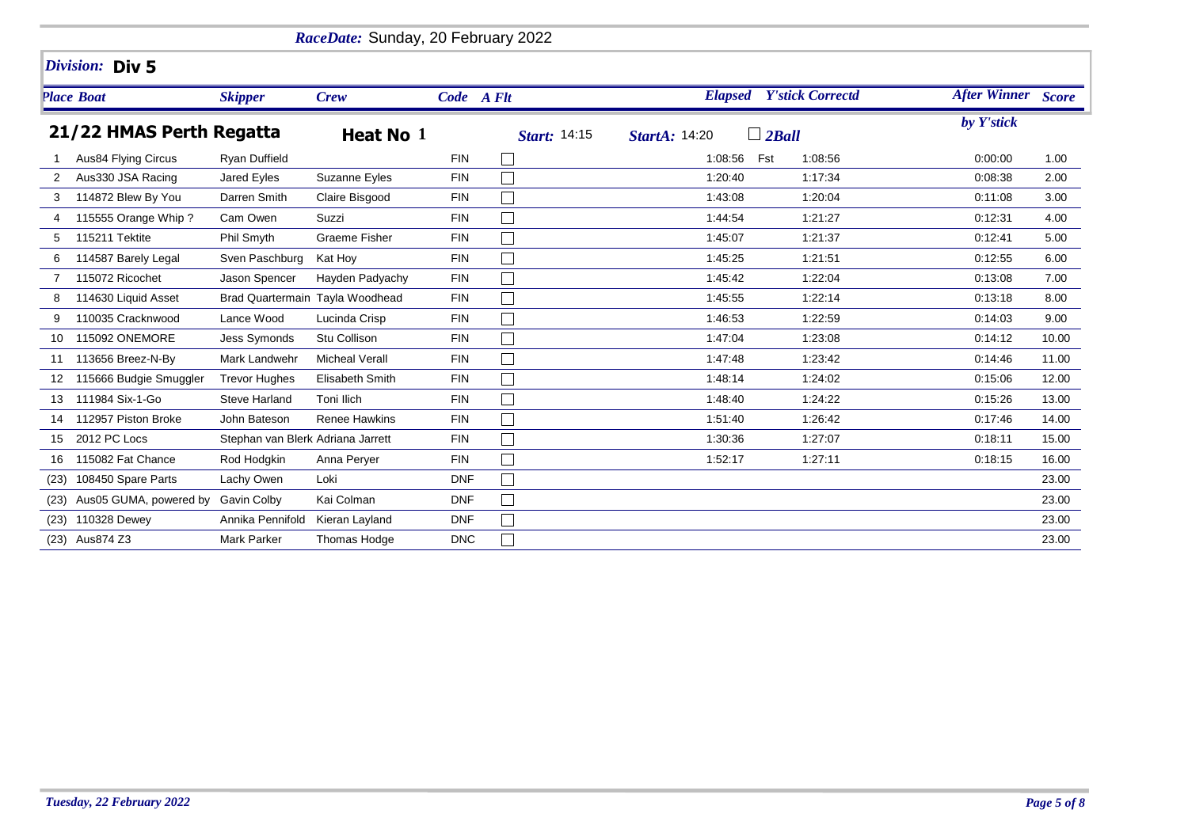*RaceDate:* Sunday, 20 February 2022

## *Division:* Div 5

**21/22 HMAS Perth Regatta** — **Heat No 1** — *Start:* 14:15 — *StartA:* 14:20 — ☐ *2Ball*

| *Place* | *Boat* | *Skipper* | *Crew* | *Code* | *A Flt* | *Elapsed* | *Y'stick Correctd* | *After Winner by Y'stick* | *Score* |
|---|---|---|---|---|---|---|---|---|---|
| 1 | Aus84 Flying Circus | Ryan Duffield | | FIN | ☐ | 1:08:56 | Fst 1:08:56 | 0:00:00 | 1.00 |
| 2 | Aus330 JSA Racing | Jared Eyles | Suzanne Eyles | FIN | ☐ | 1:20:40 | 1:17:34 | 0:08:38 | 2.00 |
| 3 | 114872 Blew By You | Darren Smith | Claire Bisgood | FIN | ☐ | 1:43:08 | 1:20:04 | 0:11:08 | 3.00 |
| 4 | 115555 Orange Whip ? | Cam Owen | Suzzi | FIN | ☐ | 1:44:54 | 1:21:27 | 0:12:31 | 4.00 |
| 5 | 115211 Tektite | Phil Smyth | Graeme Fisher | FIN | ☐ | 1:45:07 | 1:21:37 | 0:12:41 | 5.00 |
| 6 | 114587 Barely Legal | Sven Paschburg | Kat Hoy | FIN | ☐ | 1:45:25 | 1:21:51 | 0:12:55 | 6.00 |
| 7 | 115072 Ricochet | Jason Spencer | Hayden Padyachy | FIN | ☐ | 1:45:42 | 1:22:04 | 0:13:08 | 7.00 |
| 8 | 114630 Liquid Asset | Brad Quartermain | Tayla Woodhead | FIN | ☐ | 1:45:55 | 1:22:14 | 0:13:18 | 8.00 |
| 9 | 110035 Cracknwood | Lance Wood | Lucinda Crisp | FIN | ☐ | 1:46:53 | 1:22:59 | 0:14:03 | 9.00 |
| 10 | 115092 ONEMORE | Jess Symonds | Stu Collison | FIN | ☐ | 1:47:04 | 1:23:08 | 0:14:12 | 10.00 |
| 11 | 113656 Breez-N-By | Mark Landwehr | Micheal Verall | FIN | ☐ | 1:47:48 | 1:23:42 | 0:14:46 | 11.00 |
| 12 | 115666 Budgie Smuggler | Trevor Hughes | Elisabeth Smith | FIN | ☐ | 1:48:14 | 1:24:02 | 0:15:06 | 12.00 |
| 13 | 111984 Six-1-Go | Steve Harland | Toni Ilich | FIN | ☐ | 1:48:40 | 1:24:22 | 0:15:26 | 13.00 |
| 14 | 112957 Piston Broke | John Bateson | Renee Hawkins | FIN | ☐ | 1:51:40 | 1:26:42 | 0:17:46 | 14.00 |
| 15 | 2012 PC Locs | Stephan van Blerk | Adriana Jarrett | FIN | ☐ | 1:30:36 | 1:27:07 | 0:18:11 | 15.00 |
| 16 | 115082 Fat Chance | Rod Hodgkin | Anna Peryer | FIN | ☐ | 1:52:17 | 1:27:11 | 0:18:15 | 16.00 |
| (23) | 108450 Spare Parts | Lachy Owen | Loki | DNF | ☐ | | | | 23.00 |
| (23) | Aus05 GUMA, powered by | Gavin Colby | Kai Colman | DNF | ☐ | | | | 23.00 |
| (23) | 110328 Dewey | Annika Pennifold | Kieran Layland | DNF | ☐ | | | | 23.00 |
| (23) | Aus874 Z3 | Mark Parker | Thomas Hodge | DNC | ☐ | | | | 23.00 |

*Tuesday, 22 February 2022*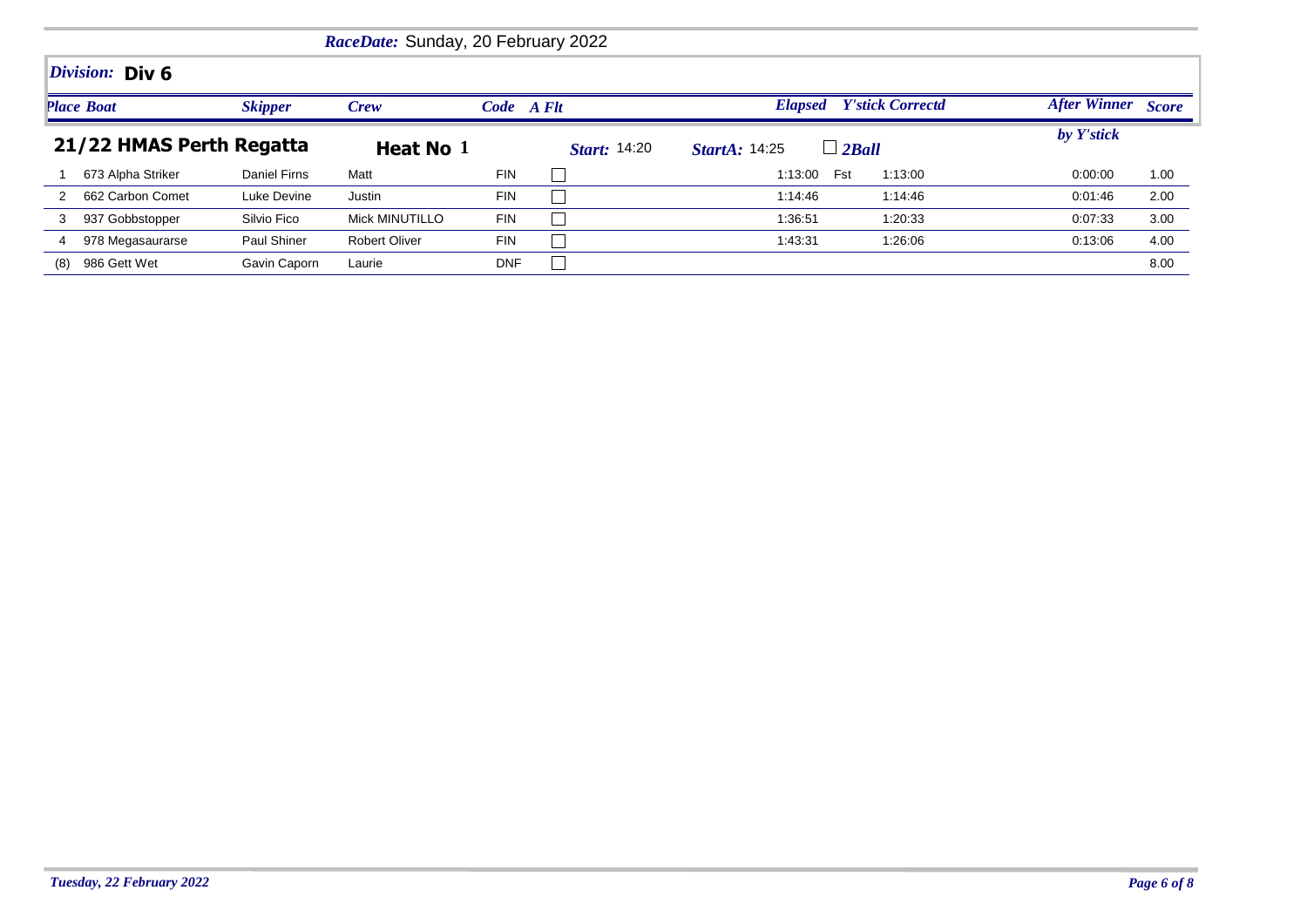*RaceDate:* Sunday, 20 February 2022

## *Division:* Div 6

### 21/22 HMAS Perth Regatta

**Heat No 1** — *Start:* 14:20 — *StartA:* 14:25 — ☐ *2Ball*

| *Place* | *Boat* | *Skipper* | *Crew* | *Code* | *A Flt* | *Elapsed* | | *Y'stick Correctd* | *After Winner by Y'stick* | *Score* |
|---|---|---|---|---|---|---|---|---|---|---|
| 1 | 673 Alpha Striker | Daniel Firns | Matt | FIN | ☐ | 1:13:00 | Fst | 1:13:00 | 0:00:00 | 1.00 |
| 2 | 662 Carbon Comet | Luke Devine | Justin | FIN | ☐ | 1:14:46 | | 1:14:46 | 0:01:46 | 2.00 |
| 3 | 937 Gobbstopper | Silvio Fico | Mick MINUTILLO | FIN | ☐ | 1:36:51 | | 1:20:33 | 0:07:33 | 3.00 |
| 4 | 978 Megasaurarse | Paul Shiner | Robert Oliver | FIN | ☐ | 1:43:31 | | 1:26:06 | 0:13:06 | 4.00 |
| (8) | 986 Gett Wet | Gavin Caporn | Laurie | DNF | ☐ | | | | | 8.00 |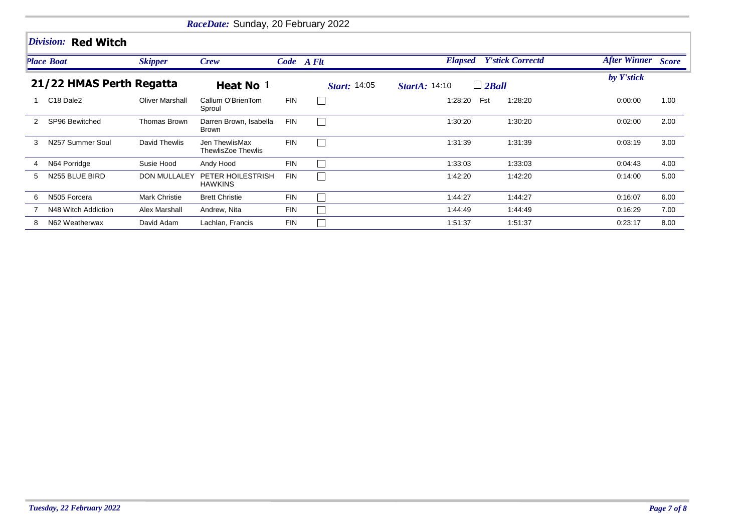*RaceDate:* Sunday, 20 February 2022

## *Division:* Red Witch

## 21/22 HMAS Perth Regatta

**Heat No 1** — *Start:* 14:05 — *StartA:* 14:10 — ☐ *2Ball*

| *Place* | *Boat* | *Skipper* | *Crew* | *Code* | *A Flt* | *Elapsed* | | *Y'stick Correctd* | *After Winner by Y'stick* | *Score* |
|---|---|---|---|---|---|---|---|---|---|---|
| 1 | C18 Dale2 | Oliver Marshall | Callum O'BrienTom Sproul | FIN | ☐ | 1:28:20 | Fst | 1:28:20 | 0:00:00 | 1.00 |
| 2 | SP96 Bewitched | Thomas Brown | Darren Brown, Isabella Brown | FIN | ☐ | 1:30:20 | | 1:30:20 | 0:02:00 | 2.00 |
| 3 | N257 Summer Soul | David Thewlis | Jen ThewlisMax ThewlisZoe Thewlis | FIN | ☐ | 1:31:39 | | 1:31:39 | 0:03:19 | 3.00 |
| 4 | N64 Porridge | Susie Hood | Andy Hood | FIN | ☐ | 1:33:03 | | 1:33:03 | 0:04:43 | 4.00 |
| 5 | N255 BLUE BIRD | DON MULLALEY | PETER HOILESTRISH HAWKINS | FIN | ☐ | 1:42:20 | | 1:42:20 | 0:14:00 | 5.00 |
| 6 | N505 Forcera | Mark Christie | Brett Christie | FIN | ☐ | 1:44:27 | | 1:44:27 | 0:16:07 | 6.00 |
| 7 | N48 Witch Addiction | Alex Marshall | Andrew, Nita | FIN | ☐ | 1:44:49 | | 1:44:49 | 0:16:29 | 7.00 |
| 8 | N62 Weatherwax | David Adam | Lachlan, Francis | FIN | ☐ | 1:51:37 | | 1:51:37 | 0:23:17 | 8.00 |

*Tuesday, 22 February 2022*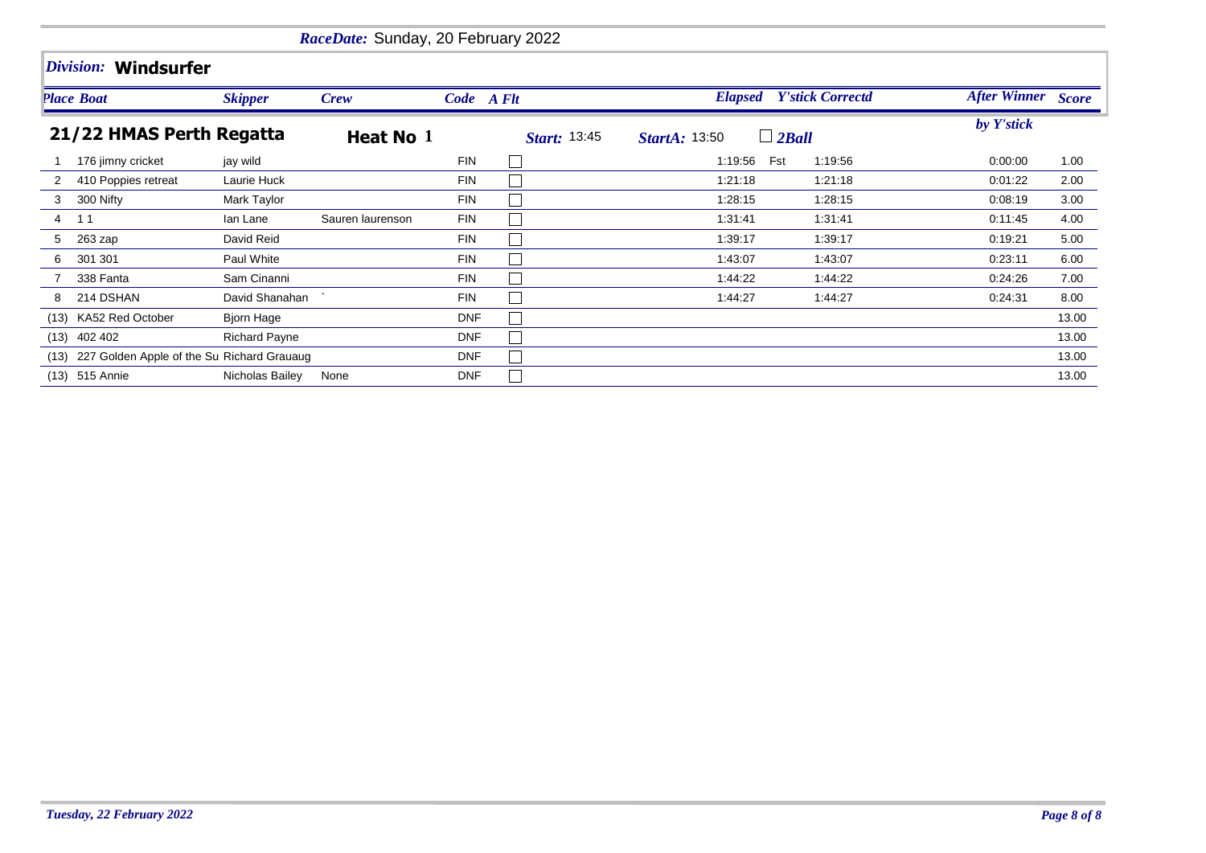*RaceDate:* Sunday, 20 February 2022

## *Division:* Windsurfer

### 21/22 HMAS Perth Regatta — Heat No 1

*Start:* 13:45 *StartA:* 13:50 ☐ *2Ball*

| *Place* | *Boat* | *Skipper* | *Crew* | *Code* | *A Flt* | *Elapsed* | | *Y'stick Correctd* | *After Winner by Y'stick* | *Score* |
|---|---|---|---|---|---|---|---|---|---|---|
| 1 | 176 jimny cricket | jay wild | | FIN | ☐ | 1:19:56 | Fst | 1:19:56 | 0:00:00 | 1.00 |
| 2 | 410 Poppies retreat | Laurie Huck | | FIN | ☐ | 1:21:18 | | 1:21:18 | 0:01:22 | 2.00 |
| 3 | 300 Nifty | Mark Taylor | | FIN | ☐ | 1:28:15 | | 1:28:15 | 0:08:19 | 3.00 |
| 4 | 1 1 | Ian Lane | Sauren laurenson | FIN | ☐ | 1:31:41 | | 1:31:41 | 0:11:45 | 4.00 |
| 5 | 263 zap | David Reid | | FIN | ☐ | 1:39:17 | | 1:39:17 | 0:19:21 | 5.00 |
| 6 | 301 301 | Paul White | | FIN | ☐ | 1:43:07 | | 1:43:07 | 0:23:11 | 6.00 |
| 7 | 338 Fanta | Sam Cinanni | | FIN | ☐ | 1:44:22 | | 1:44:22 | 0:24:26 | 7.00 |
| 8 | 214 DSHAN | David Shanahan | ` | FIN | ☐ | 1:44:27 | | 1:44:27 | 0:24:31 | 8.00 |
| (13) | KA52 Red October | Bjorn Hage | | DNF | ☐ | | | | | 13.00 |
| (13) | 402 402 | Richard Payne | | DNF | ☐ | | | | | 13.00 |
| (13) | 227 Golden Apple of the Su | Richard Grauaug | | DNF | ☐ | | | | | 13.00 |
| (13) | 515 Annie | Nicholas Bailey | None | DNF | ☐ | | | | | 13.00 |

*Tuesday, 22 February 2022*